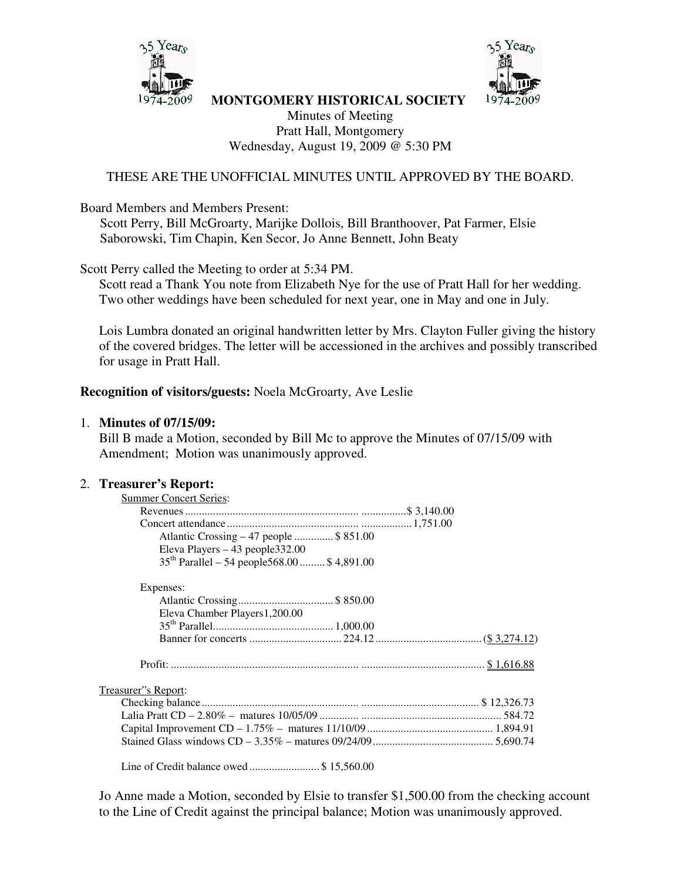# MONTGOMERY HISTORICAL SOCIETY

Minutes of Meeting
Pratt Hall, Montgomery
Wednesday, August 19, 2009 @ 5:30 PM

THESE ARE THE UNOFFICIAL MINUTES UNTIL APPROVED BY THE BOARD.

Board Members and Members Present:
Scott Perry, Bill McGroarty, Marijke Dollois, Bill Branthoover, Pat Farmer, Elsie Saborowski, Tim Chapin, Ken Secor, Jo Anne Bennett, John Beaty

Scott Perry called the Meeting to order at 5:34 PM.
Scott read a Thank You note from Elizabeth Nye for the use of Pratt Hall for her wedding. Two other weddings have been scheduled for next year, one in May and one in July.

Lois Lumbra donated an original handwritten letter by Mrs. Clayton Fuller giving the history of the covered bridges. The letter will be accessioned in the archives and possibly transcribed for usage in Pratt Hall.

**Recognition of visitors/guests:** Noela McGroarty, Ave Leslie

1. **Minutes of 07/15/09:**
   Bill B made a Motion, seconded by Bill Mc to approve the Minutes of 07/15/09 with Amendment; Motion was unanimously approved.

2. **Treasurer's Report:**

   Summer Concert Series:

   | | | |
   |---|---|---|
   | Revenues | $ 3,140.00 | |
   | Concert attendance | 1,751.00 | |
   | Atlantic Crossing – 47 people | $ 851.00 | |
   | Eleva Players – 43 people | 332.00 | |
   | 35th Parallel – 54 people | 568.00 | $ 4,891.00 |
   | | | |
   | Expenses: | | |
   | Atlantic Crossing | $ 850.00 | |
   | Eleva Chamber Players | 1,200.00 | |
   | 35th Parallel | 1,000.00 | |
   | Banner for concerts | 224.12 | ($ 3,274.12) |
   | | | |
   | Profit: | | $ 1,616.88 |

   Treasurer"s Report:

   | | |
   |---|---|
   | Checking balance | $ 12,326.73 |
   | Lalia Pratt CD – 2.80% – matures 10/05/09 | 584.72 |
   | Capital Improvement CD – 1.75% – matures 11/10/09 | 1,894.91 |
   | Stained Glass windows CD – 3.35% – matures 09/24/09 | 5,690.74 |
   | | |
   | Line of Credit balance owed | $ 15,560.00 |

   Jo Anne made a Motion, seconded by Elsie to transfer $1,500.00 from the checking account to the Line of Credit against the principal balance; Motion was unanimously approved.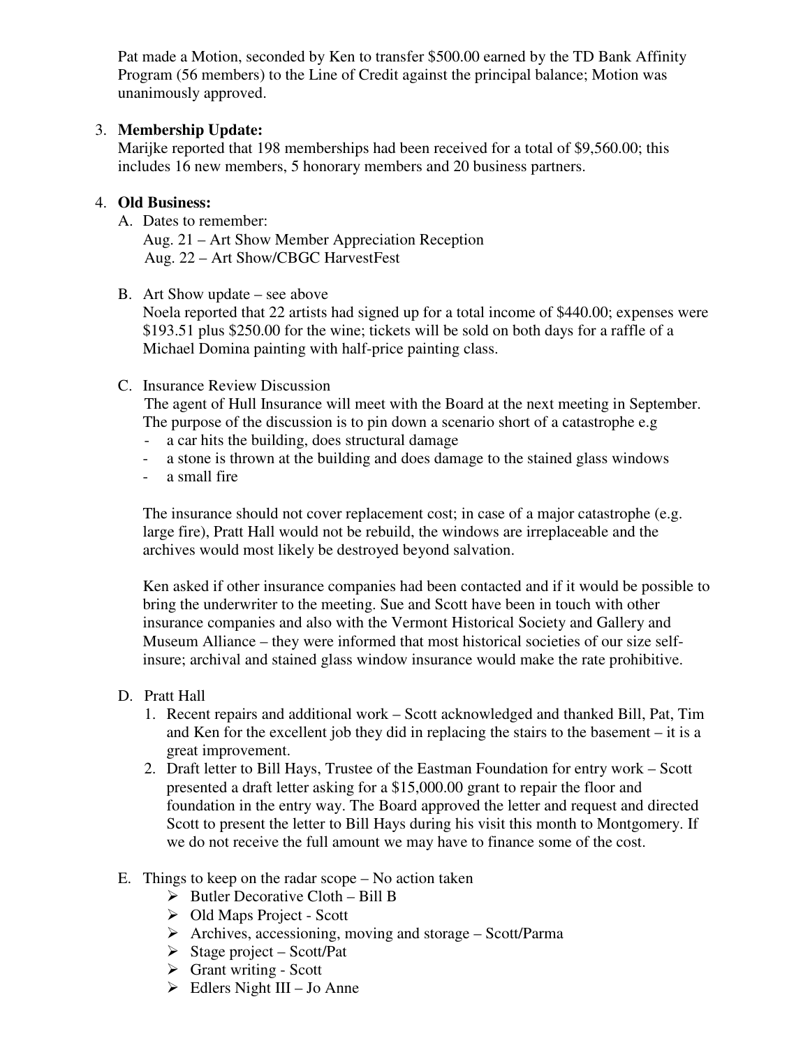Pat made a Motion, seconded by Ken to transfer $500.00 earned by the TD Bank Affinity Program (56 members) to the Line of Credit against the principal balance; Motion was unanimously approved.

3. **Membership Update:**
   Marijke reported that 198 memberships had been received for a total of $9,560.00; this includes 16 new members, 5 honorary members and 20 business partners.

4. **Old Business:**
   A. Dates to remember:
      Aug. 21 – Art Show Member Appreciation Reception
      Aug. 22 – Art Show/CBGC HarvestFest

   B. Art Show update – see above
      Noela reported that 22 artists had signed up for a total income of $440.00; expenses were $193.51 plus $250.00 for the wine; tickets will be sold on both days for a raffle of a Michael Domina painting with half-price painting class.

   C. Insurance Review Discussion
      The agent of Hull Insurance will meet with the Board at the next meeting in September. The purpose of the discussion is to pin down a scenario short of a catastrophe e.g
      - a car hits the building, does structural damage
      - a stone is thrown at the building and does damage to the stained glass windows
      - a small fire

      The insurance should not cover replacement cost; in case of a major catastrophe (e.g. large fire), Pratt Hall would not be rebuild, the windows are irreplaceable and the archives would most likely be destroyed beyond salvation.

      Ken asked if other insurance companies had been contacted and if it would be possible to bring the underwriter to the meeting. Sue and Scott have been in touch with other insurance companies and also with the Vermont Historical Society and Gallery and Museum Alliance – they were informed that most historical societies of our size self-insure; archival and stained glass window insurance would make the rate prohibitive.

   D. Pratt Hall
      1. Recent repairs and additional work – Scott acknowledged and thanked Bill, Pat, Tim and Ken for the excellent job they did in replacing the stairs to the basement – it is a great improvement.
      2. Draft letter to Bill Hays, Trustee of the Eastman Foundation for entry work – Scott presented a draft letter asking for a $15,000.00 grant to repair the floor and foundation in the entry way. The Board approved the letter and request and directed Scott to present the letter to Bill Hays during his visit this month to Montgomery. If we do not receive the full amount we may have to finance some of the cost.

   E. Things to keep on the radar scope – No action taken
      - Butler Decorative Cloth – Bill B
      - Old Maps Project - Scott
      - Archives, accessioning, moving and storage – Scott/Parma
      - Stage project – Scott/Pat
      - Grant writing - Scott
      - Edlers Night III – Jo Anne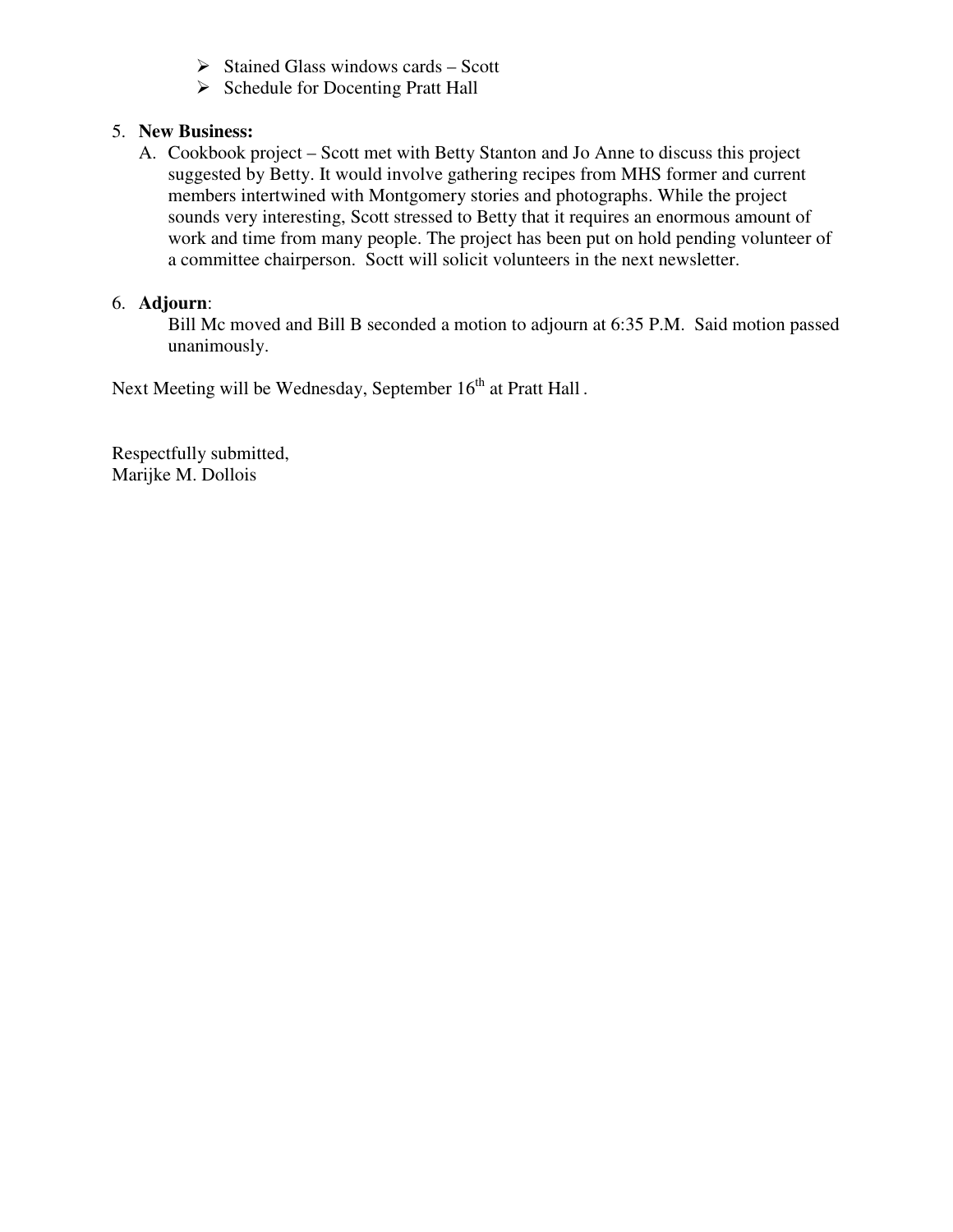- Stained Glass windows cards – Scott
- Schedule for Docenting Pratt Hall

5. **New Business:**

   A. Cookbook project – Scott met with Betty Stanton and Jo Anne to discuss this project suggested by Betty. It would involve gathering recipes from MHS former and current members intertwined with Montgomery stories and photographs. While the project sounds very interesting, Scott stressed to Betty that it requires an enormous amount of work and time from many people. The project has been put on hold pending volunteer of a committee chairperson. Soctt will solicit volunteers in the next newsletter.

6. **Adjourn**:

   Bill Mc moved and Bill B seconded a motion to adjourn at 6:35 P.M. Said motion passed unanimously.

Next Meeting will be Wednesday, September 16th at Pratt Hall .

Respectfully submitted,
Marijke M. Dollois